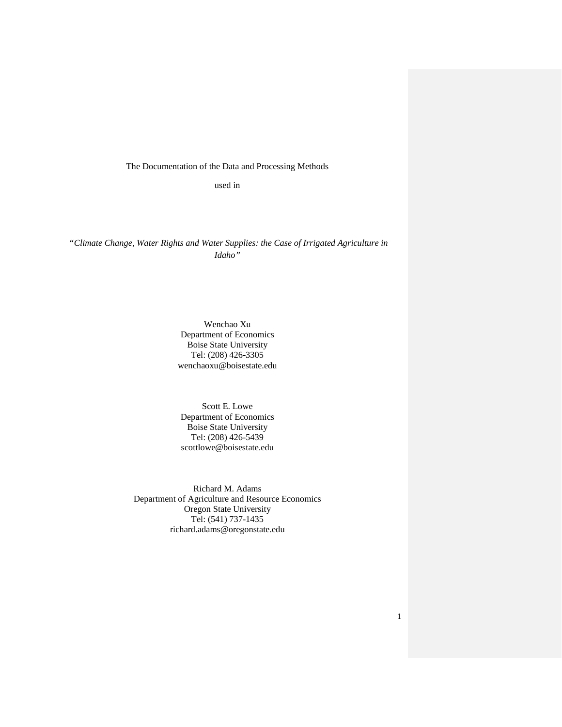The Documentation of the Data and Processing Methods

used in

*"Climate Change, Water Rights and Water Supplies: the Case of Irrigated Agriculture in Idaho"*

Wenchao Xu
Department of Economics
Boise State University
Tel: (208) 426-3305
wenchaoxu@boisestate.edu

Scott E. Lowe
Department of Economics
Boise State University
Tel: (208) 426-5439
scottlowe@boisestate.edu

Richard M. Adams
Department of Agriculture and Resource Economics
Oregon State University
Tel: (541) 737-1435
richard.adams@oregonstate.edu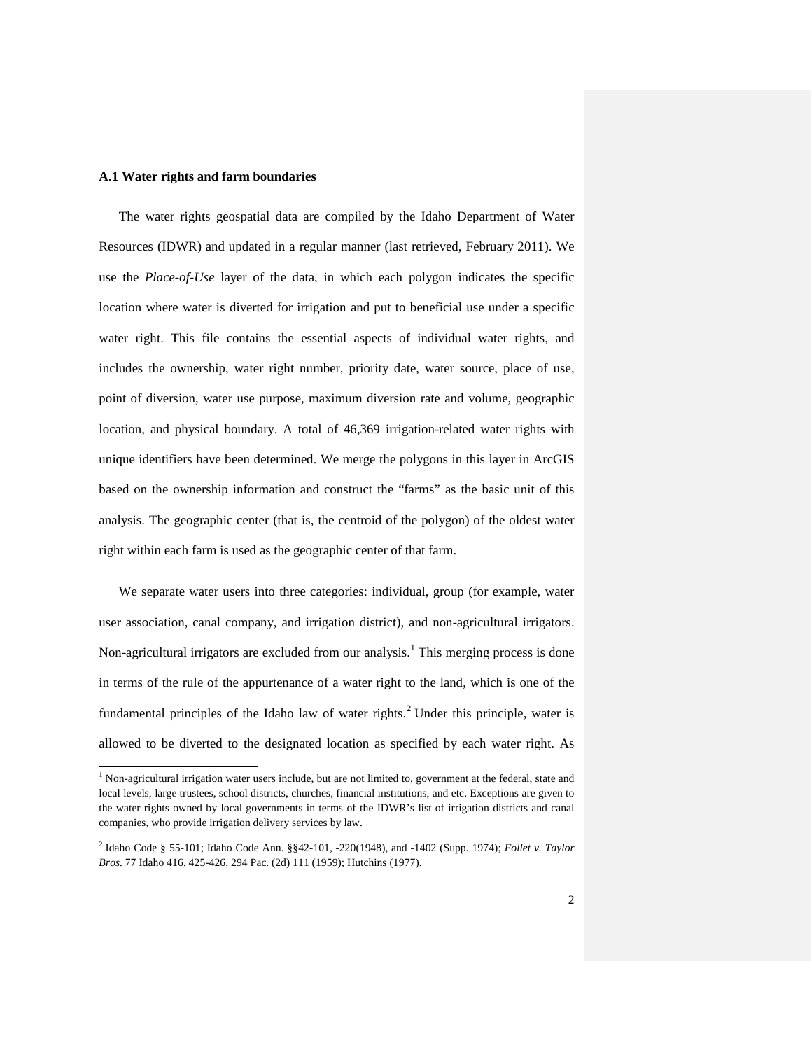### A.1 Water rights and farm boundaries

The water rights geospatial data are compiled by the Idaho Department of Water Resources (IDWR) and updated in a regular manner (last retrieved, February 2011). We use the *Place-of-Use* layer of the data, in which each polygon indicates the specific location where water is diverted for irrigation and put to beneficial use under a specific water right. This file contains the essential aspects of individual water rights, and includes the ownership, water right number, priority date, water source, place of use, point of diversion, water use purpose, maximum diversion rate and volume, geographic location, and physical boundary. A total of 46,369 irrigation-related water rights with unique identifiers have been determined. We merge the polygons in this layer in ArcGIS based on the ownership information and construct the "farms" as the basic unit of this analysis. The geographic center (that is, the centroid of the polygon) of the oldest water right within each farm is used as the geographic center of that farm.

We separate water users into three categories: individual, group (for example, water user association, canal company, and irrigation district), and non-agricultural irrigators. Non-agricultural irrigators are excluded from our analysis.[1] This merging process is done in terms of the rule of the appurtenance of a water right to the land, which is one of the fundamental principles of the Idaho law of water rights.[2] Under this principle, water is allowed to be diverted to the designated location as specified by each water right. As

[1] Non-agricultural irrigation water users include, but are not limited to, government at the federal, state and local levels, large trustees, school districts, churches, financial institutions, and etc. Exceptions are given to the water rights owned by local governments in terms of the IDWR's list of irrigation districts and canal companies, who provide irrigation delivery services by law.

[2] Idaho Code § 55-101; Idaho Code Ann. §§42-101, -220(1948), and -1402 (Supp. 1974); *Follet v. Taylor Bros.* 77 Idaho 416, 425-426, 294 Pac. (2d) 111 (1959); Hutchins (1977).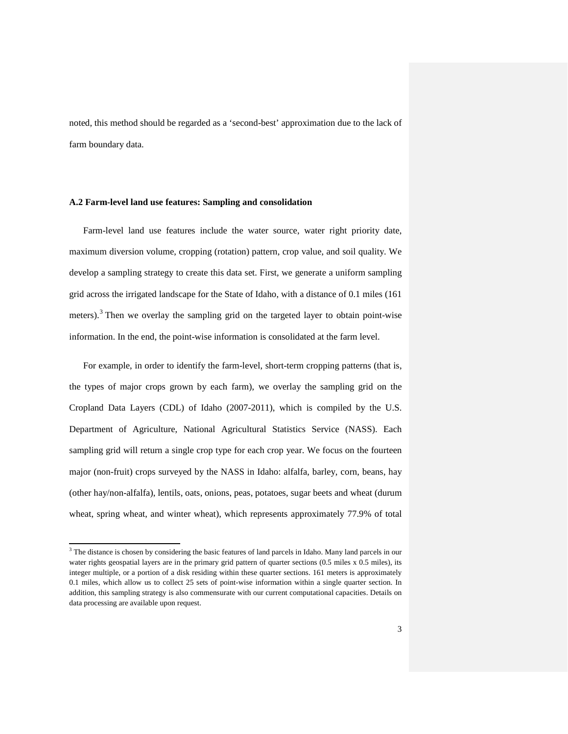noted, this method should be regarded as a 'second-best' approximation due to the lack of farm boundary data.

### A.2 Farm-level land use features: Sampling and consolidation

Farm-level land use features include the water source, water right priority date, maximum diversion volume, cropping (rotation) pattern, crop value, and soil quality. We develop a sampling strategy to create this data set. First, we generate a uniform sampling grid across the irrigated landscape for the State of Idaho, with a distance of 0.1 miles (161 meters).[3] Then we overlay the sampling grid on the targeted layer to obtain point-wise information. In the end, the point-wise information is consolidated at the farm level.

For example, in order to identify the farm-level, short-term cropping patterns (that is, the types of major crops grown by each farm), we overlay the sampling grid on the Cropland Data Layers (CDL) of Idaho (2007-2011), which is compiled by the U.S. Department of Agriculture, National Agricultural Statistics Service (NASS). Each sampling grid will return a single crop type for each crop year. We focus on the fourteen major (non-fruit) crops surveyed by the NASS in Idaho: alfalfa, barley, corn, beans, hay (other hay/non-alfalfa), lentils, oats, onions, peas, potatoes, sugar beets and wheat (durum wheat, spring wheat, and winter wheat), which represents approximately 77.9% of total

[3] The distance is chosen by considering the basic features of land parcels in Idaho. Many land parcels in our water rights geospatial layers are in the primary grid pattern of quarter sections (0.5 miles x 0.5 miles), its integer multiple, or a portion of a disk residing within these quarter sections. 161 meters is approximately 0.1 miles, which allow us to collect 25 sets of point-wise information within a single quarter section. In addition, this sampling strategy is also commensurate with our current computational capacities. Details on data processing are available upon request.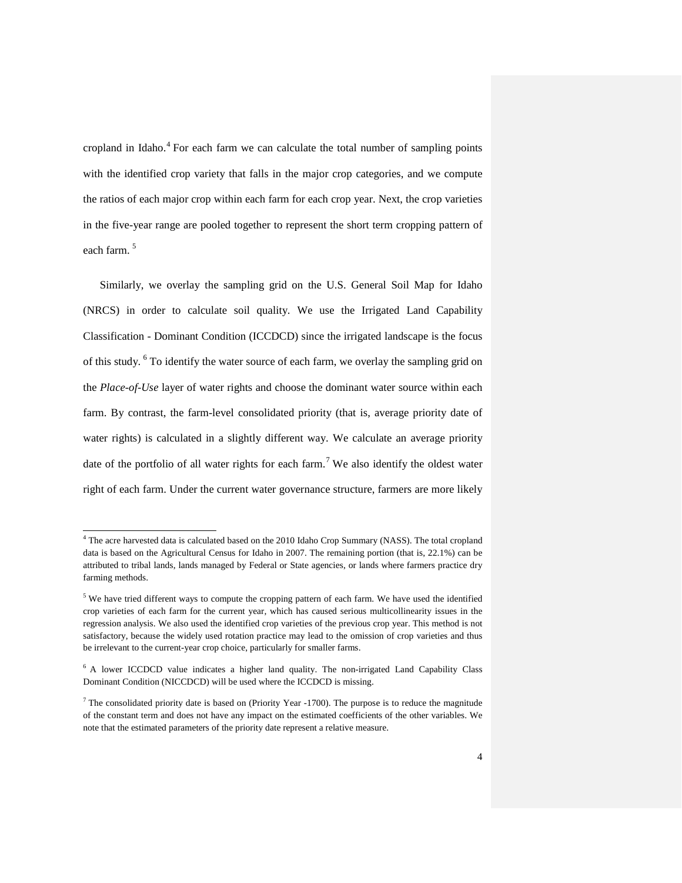cropland in Idaho.[4] For each farm we can calculate the total number of sampling points with the identified crop variety that falls in the major crop categories, and we compute the ratios of each major crop within each farm for each crop year. Next, the crop varieties in the five-year range are pooled together to represent the short term cropping pattern of each farm.[5]

Similarly, we overlay the sampling grid on the U.S. General Soil Map for Idaho (NRCS) in order to calculate soil quality. We use the Irrigated Land Capability Classification - Dominant Condition (ICCDCD) since the irrigated landscape is the focus of this study.[6] To identify the water source of each farm, we overlay the sampling grid on the *Place-of-Use* layer of water rights and choose the dominant water source within each farm. By contrast, the farm-level consolidated priority (that is, average priority date of water rights) is calculated in a slightly different way. We calculate an average priority date of the portfolio of all water rights for each farm.[7] We also identify the oldest water right of each farm. Under the current water governance structure, farmers are more likely

---

[4] The acre harvested data is calculated based on the 2010 Idaho Crop Summary (NASS). The total cropland data is based on the Agricultural Census for Idaho in 2007. The remaining portion (that is, 22.1%) can be attributed to tribal lands, lands managed by Federal or State agencies, or lands where farmers practice dry farming methods.

[5] We have tried different ways to compute the cropping pattern of each farm. We have used the identified crop varieties of each farm for the current year, which has caused serious multicollinearity issues in the regression analysis. We also used the identified crop varieties of the previous crop year. This method is not satisfactory, because the widely used rotation practice may lead to the omission of crop varieties and thus be irrelevant to the current-year crop choice, particularly for smaller farms.

[6] A lower ICCDCD value indicates a higher land quality. The non-irrigated Land Capability Class Dominant Condition (NICCDCD) will be used where the ICCDCD is missing.

[7] The consolidated priority date is based on (Priority Year -1700). The purpose is to reduce the magnitude of the constant term and does not have any impact on the estimated coefficients of the other variables. We note that the estimated parameters of the priority date represent a relative measure.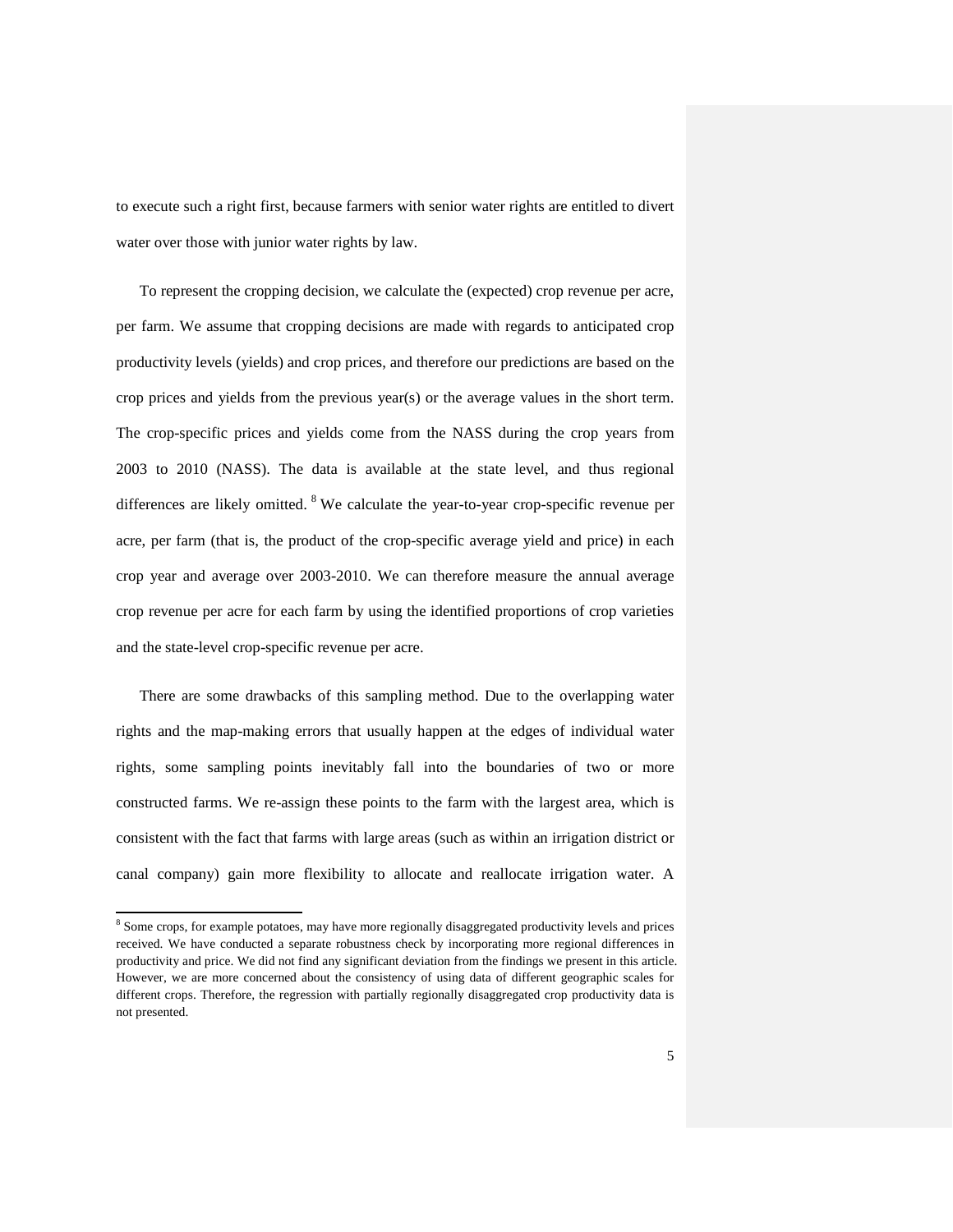to execute such a right first, because farmers with senior water rights are entitled to divert water over those with junior water rights by law.

To represent the cropping decision, we calculate the (expected) crop revenue per acre, per farm. We assume that cropping decisions are made with regards to anticipated crop productivity levels (yields) and crop prices, and therefore our predictions are based on the crop prices and yields from the previous year(s) or the average values in the short term. The crop-specific prices and yields come from the NASS during the crop years from 2003 to 2010 (NASS). The data is available at the state level, and thus regional differences are likely omitted. [8] We calculate the year-to-year crop-specific revenue per acre, per farm (that is, the product of the crop-specific average yield and price) in each crop year and average over 2003-2010. We can therefore measure the annual average crop revenue per acre for each farm by using the identified proportions of crop varieties and the state-level crop-specific revenue per acre.

There are some drawbacks of this sampling method. Due to the overlapping water rights and the map-making errors that usually happen at the edges of individual water rights, some sampling points inevitably fall into the boundaries of two or more constructed farms. We re-assign these points to the farm with the largest area, which is consistent with the fact that farms with large areas (such as within an irrigation district or canal company) gain more flexibility to allocate and reallocate irrigation water. A

[8] Some crops, for example potatoes, may have more regionally disaggregated productivity levels and prices received. We have conducted a separate robustness check by incorporating more regional differences in productivity and price. We did not find any significant deviation from the findings we present in this article. However, we are more concerned about the consistency of using data of different geographic scales for different crops. Therefore, the regression with partially regionally disaggregated crop productivity data is not presented.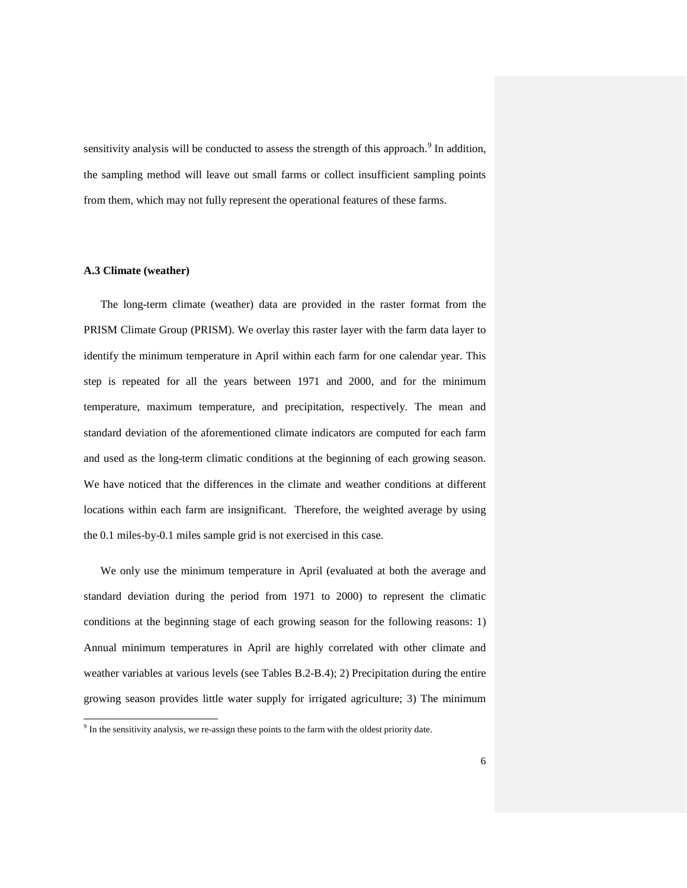sensitivity analysis will be conducted to assess the strength of this approach.[9] In addition, the sampling method will leave out small farms or collect insufficient sampling points from them, which may not fully represent the operational features of these farms.

### A.3 Climate (weather)

The long-term climate (weather) data are provided in the raster format from the PRISM Climate Group (PRISM). We overlay this raster layer with the farm data layer to identify the minimum temperature in April within each farm for one calendar year. This step is repeated for all the years between 1971 and 2000, and for the minimum temperature, maximum temperature, and precipitation, respectively. The mean and standard deviation of the aforementioned climate indicators are computed for each farm and used as the long-term climatic conditions at the beginning of each growing season. We have noticed that the differences in the climate and weather conditions at different locations within each farm are insignificant. Therefore, the weighted average by using the 0.1 miles-by-0.1 miles sample grid is not exercised in this case.

We only use the minimum temperature in April (evaluated at both the average and standard deviation during the period from 1971 to 2000) to represent the climatic conditions at the beginning stage of each growing season for the following reasons: 1) Annual minimum temperatures in April are highly correlated with other climate and weather variables at various levels (see Tables B.2-B.4); 2) Precipitation during the entire growing season provides little water supply for irrigated agriculture; 3) The minimum

[9] In the sensitivity analysis, we re-assign these points to the farm with the oldest priority date.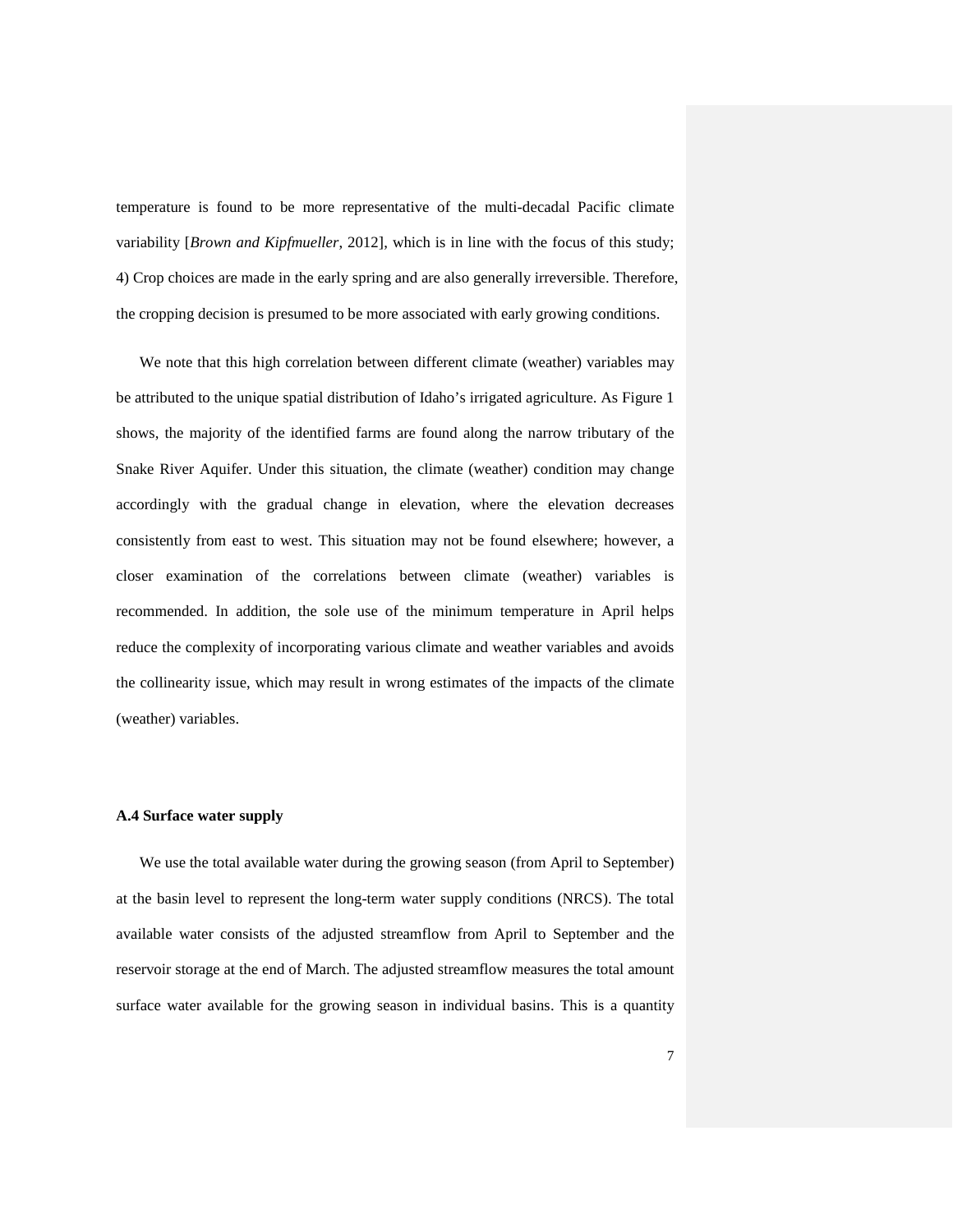temperature is found to be more representative of the multi-decadal Pacific climate variability [*Brown and Kipfmueller*, 2012], which is in line with the focus of this study; 4) Crop choices are made in the early spring and are also generally irreversible. Therefore, the cropping decision is presumed to be more associated with early growing conditions.

We note that this high correlation between different climate (weather) variables may be attributed to the unique spatial distribution of Idaho's irrigated agriculture. As Figure 1 shows, the majority of the identified farms are found along the narrow tributary of the Snake River Aquifer. Under this situation, the climate (weather) condition may change accordingly with the gradual change in elevation, where the elevation decreases consistently from east to west. This situation may not be found elsewhere; however, a closer examination of the correlations between climate (weather) variables is recommended. In addition, the sole use of the minimum temperature in April helps reduce the complexity of incorporating various climate and weather variables and avoids the collinearity issue, which may result in wrong estimates of the impacts of the climate (weather) variables.

### A.4 Surface water supply

We use the total available water during the growing season (from April to September) at the basin level to represent the long-term water supply conditions (NRCS). The total available water consists of the adjusted streamflow from April to September and the reservoir storage at the end of March. The adjusted streamflow measures the total amount surface water available for the growing season in individual basins. This is a quantity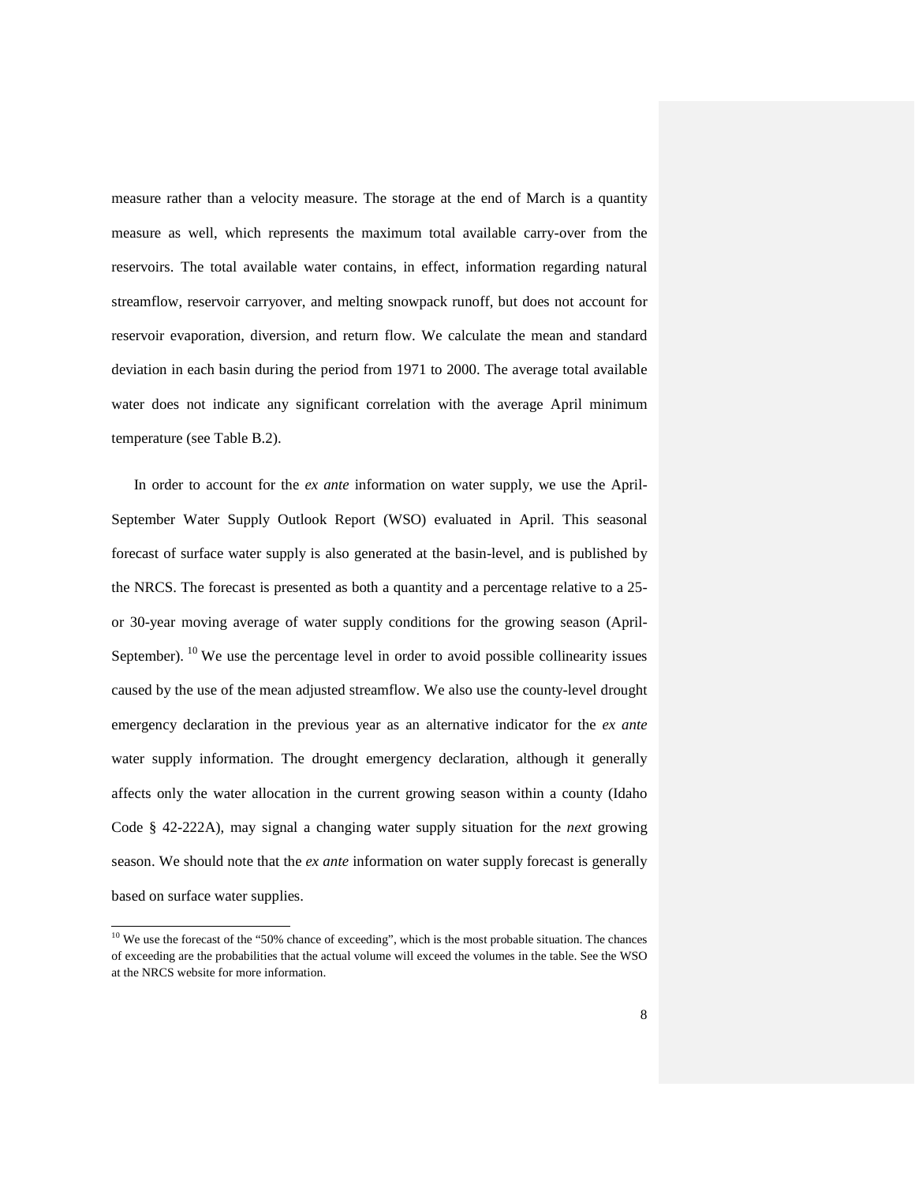measure rather than a velocity measure. The storage at the end of March is a quantity measure as well, which represents the maximum total available carry-over from the reservoirs. The total available water contains, in effect, information regarding natural streamflow, reservoir carryover, and melting snowpack runoff, but does not account for reservoir evaporation, diversion, and return flow. We calculate the mean and standard deviation in each basin during the period from 1971 to 2000. The average total available water does not indicate any significant correlation with the average April minimum temperature (see Table B.2).

In order to account for the *ex ante* information on water supply, we use the April-September Water Supply Outlook Report (WSO) evaluated in April. This seasonal forecast of surface water supply is also generated at the basin-level, and is published by the NRCS. The forecast is presented as both a quantity and a percentage relative to a 25- or 30-year moving average of water supply conditions for the growing season (April-September).[10] We use the percentage level in order to avoid possible collinearity issues caused by the use of the mean adjusted streamflow. We also use the county-level drought emergency declaration in the previous year as an alternative indicator for the *ex ante* water supply information. The drought emergency declaration, although it generally affects only the water allocation in the current growing season within a county (Idaho Code § 42-222A), may signal a changing water supply situation for the *next* growing season. We should note that the *ex ante* information on water supply forecast is generally based on surface water supplies.

[10] We use the forecast of the "50% chance of exceeding", which is the most probable situation. The chances of exceeding are the probabilities that the actual volume will exceed the volumes in the table. See the WSO at the NRCS website for more information.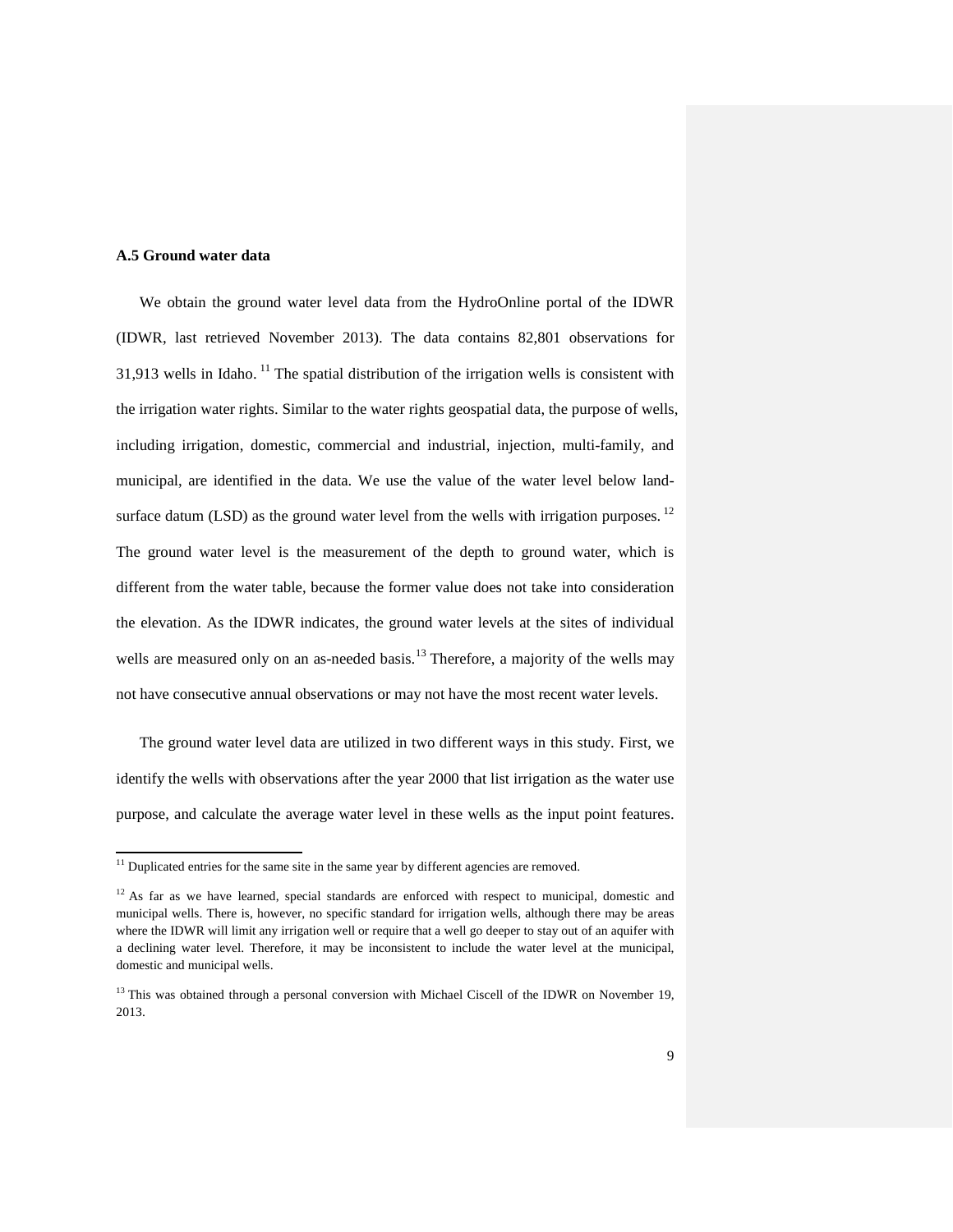### A.5 Ground water data

We obtain the ground water level data from the HydroOnline portal of the IDWR (IDWR, last retrieved November 2013). The data contains 82,801 observations for 31,913 wells in Idaho. [11] The spatial distribution of the irrigation wells is consistent with the irrigation water rights. Similar to the water rights geospatial data, the purpose of wells, including irrigation, domestic, commercial and industrial, injection, multi-family, and municipal, are identified in the data. We use the value of the water level below land-surface datum (LSD) as the ground water level from the wells with irrigation purposes. [12] The ground water level is the measurement of the depth to ground water, which is different from the water table, because the former value does not take into consideration the elevation. As the IDWR indicates, the ground water levels at the sites of individual wells are measured only on an as-needed basis. [13] Therefore, a majority of the wells may not have consecutive annual observations or may not have the most recent water levels.

The ground water level data are utilized in two different ways in this study. First, we identify the wells with observations after the year 2000 that list irrigation as the water use purpose, and calculate the average water level in these wells as the input point features.

---

[11] Duplicated entries for the same site in the same year by different agencies are removed.

[12] As far as we have learned, special standards are enforced with respect to municipal, domestic and municipal wells. There is, however, no specific standard for irrigation wells, although there may be areas where the IDWR will limit any irrigation well or require that a well go deeper to stay out of an aquifer with a declining water level. Therefore, it may be inconsistent to include the water level at the municipal, domestic and municipal wells.

[13] This was obtained through a personal conversion with Michael Ciscell of the IDWR on November 19, 2013.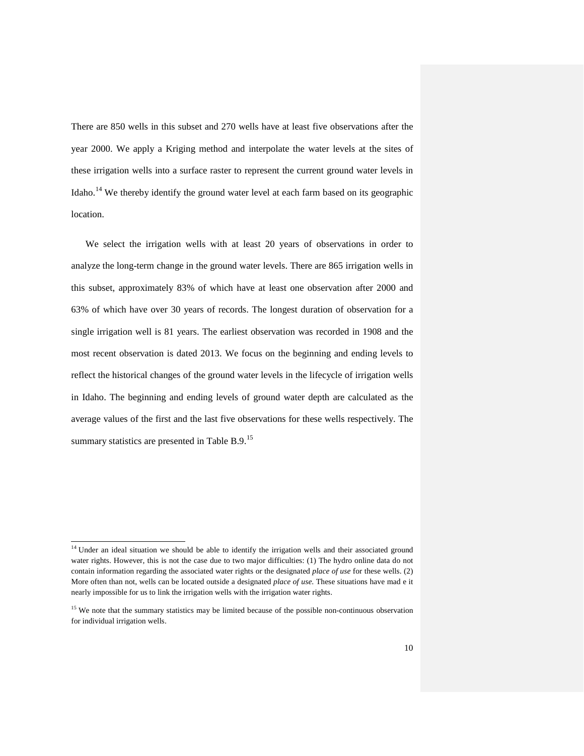There are 850 wells in this subset and 270 wells have at least five observations after the year 2000. We apply a Kriging method and interpolate the water levels at the sites of these irrigation wells into a surface raster to represent the current ground water levels in Idaho.[14] We thereby identify the ground water level at each farm based on its geographic location.

We select the irrigation wells with at least 20 years of observations in order to analyze the long-term change in the ground water levels. There are 865 irrigation wells in this subset, approximately 83% of which have at least one observation after 2000 and 63% of which have over 30 years of records. The longest duration of observation for a single irrigation well is 81 years. The earliest observation was recorded in 1908 and the most recent observation is dated 2013. We focus on the beginning and ending levels to reflect the historical changes of the ground water levels in the lifecycle of irrigation wells in Idaho. The beginning and ending levels of ground water depth are calculated as the average values of the first and the last five observations for these wells respectively. The summary statistics are presented in Table B.9.[15]

---

[14] Under an ideal situation we should be able to identify the irrigation wells and their associated ground water rights. However, this is not the case due to two major difficulties: (1) The hydro online data do not contain information regarding the associated water rights or the designated *place of use* for these wells. (2) More often than not, wells can be located outside a designated *place of use*. These situations have mad e it nearly impossible for us to link the irrigation wells with the irrigation water rights.

[15] We note that the summary statistics may be limited because of the possible non-continuous observation for individual irrigation wells.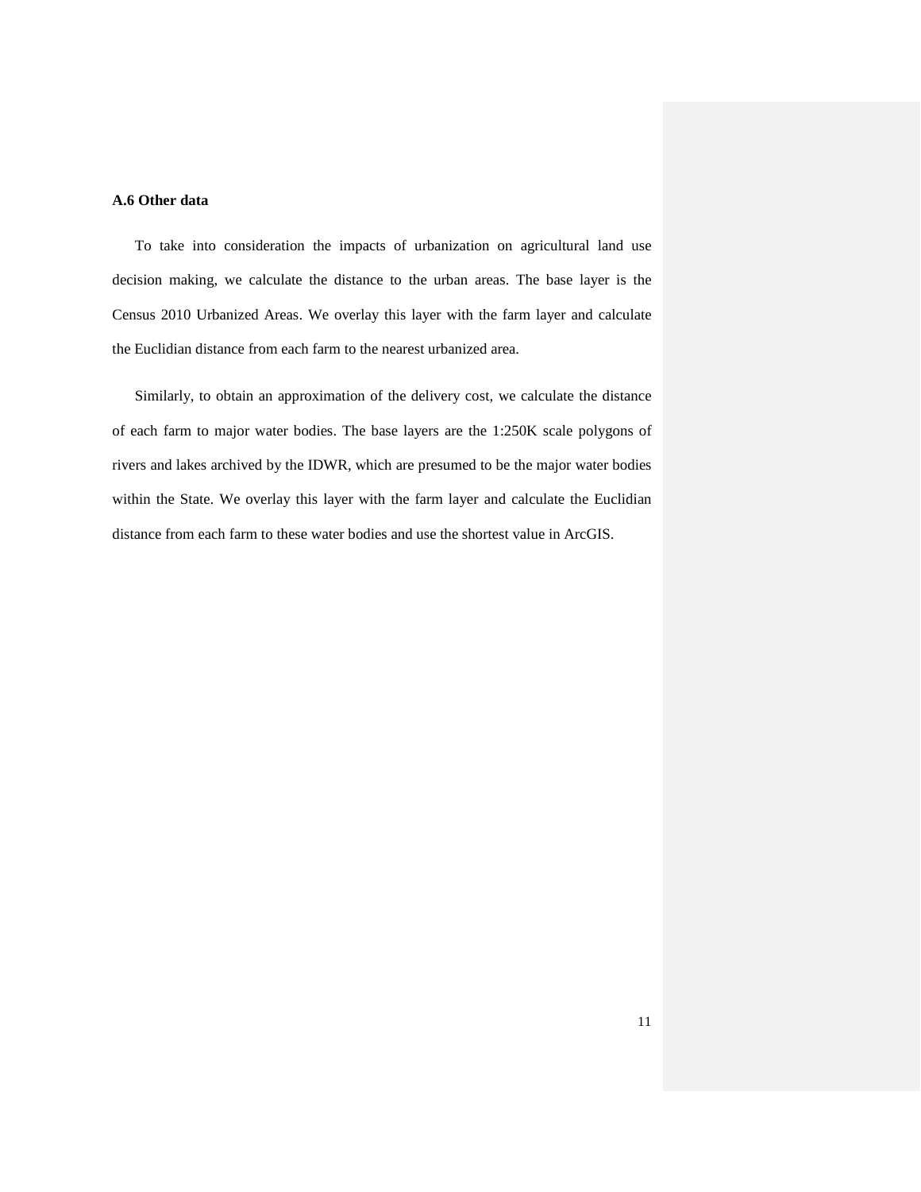### A.6 Other data

To take into consideration the impacts of urbanization on agricultural land use decision making, we calculate the distance to the urban areas. The base layer is the Census 2010 Urbanized Areas. We overlay this layer with the farm layer and calculate the Euclidian distance from each farm to the nearest urbanized area.

Similarly, to obtain an approximation of the delivery cost, we calculate the distance of each farm to major water bodies. The base layers are the 1:250K scale polygons of rivers and lakes archived by the IDWR, which are presumed to be the major water bodies within the State. We overlay this layer with the farm layer and calculate the Euclidian distance from each farm to these water bodies and use the shortest value in ArcGIS.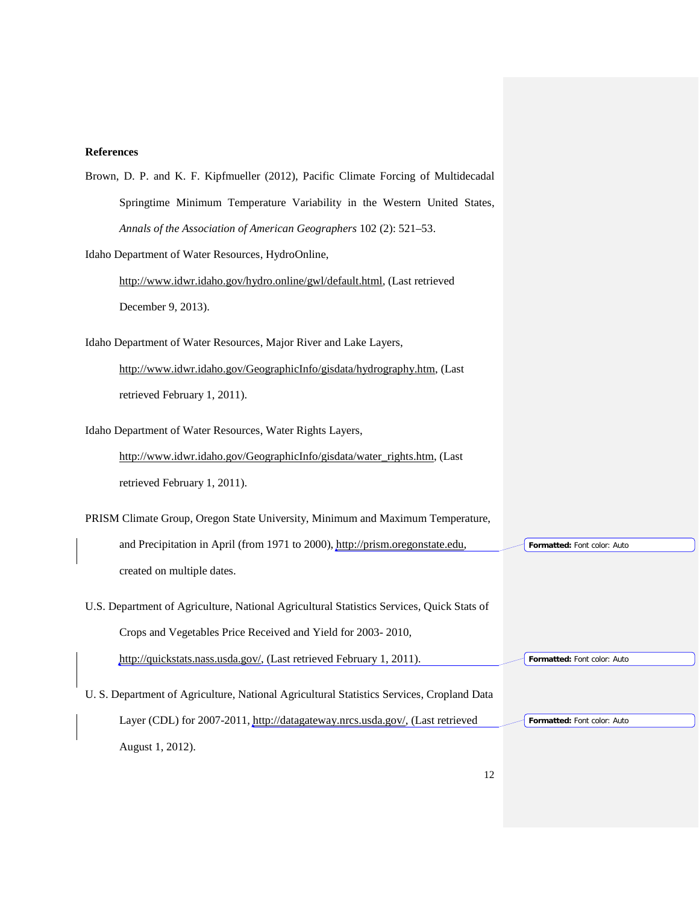**References**

Brown, D. P. and K. F. Kipfmueller (2012), Pacific Climate Forcing of Multidecadal Springtime Minimum Temperature Variability in the Western United States, *Annals of the Association of American Geographers* 102 (2): 521–53.

Idaho Department of Water Resources, HydroOnline, http://www.idwr.idaho.gov/hydro.online/gwl/default.html, (Last retrieved December 9, 2013).

Idaho Department of Water Resources, Major River and Lake Layers, http://www.idwr.idaho.gov/GeographicInfo/gisdata/hydrography.htm, (Last retrieved February 1, 2011).

Idaho Department of Water Resources, Water Rights Layers, http://www.idwr.idaho.gov/GeographicInfo/gisdata/water_rights.htm, (Last retrieved February 1, 2011).

PRISM Climate Group, Oregon State University, Minimum and Maximum Temperature, and Precipitation in April (from 1971 to 2000), http://prism.oregonstate.edu, created on multiple dates.

U.S. Department of Agriculture, National Agricultural Statistics Services, Quick Stats of Crops and Vegetables Price Received and Yield for 2003- 2010, http://quickstats.nass.usda.gov/, (Last retrieved February 1, 2011).

U. S. Department of Agriculture, National Agricultural Statistics Services, Cropland Data Layer (CDL) for 2007-2011, http://datagateway.nrcs.usda.gov/, (Last retrieved August 1, 2012).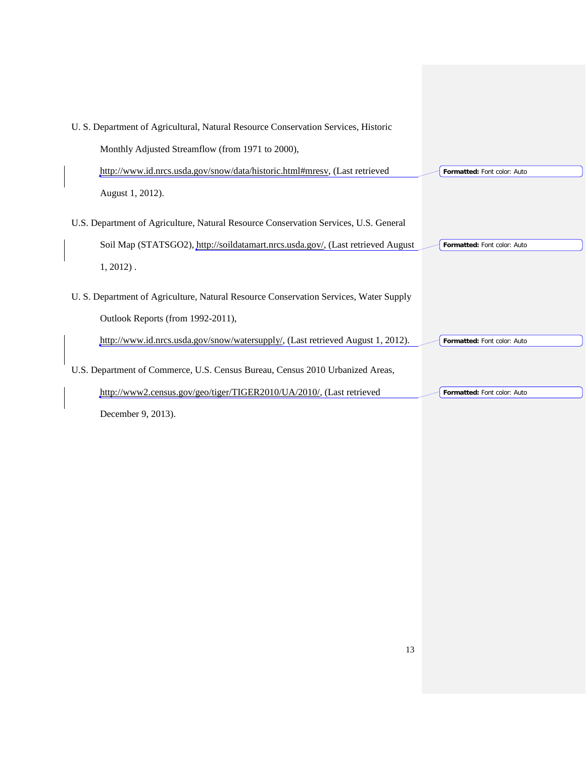U. S. Department of Agricultural, Natural Resource Conservation Services, Historic Monthly Adjusted Streamflow (from 1971 to 2000), http://www.id.nrcs.usda.gov/snow/data/historic.html#mresv, (Last retrieved August 1, 2012).

U.S. Department of Agriculture, Natural Resource Conservation Services, U.S. General Soil Map (STATSGO2), http://soildatamart.nrcs.usda.gov/, (Last retrieved August 1, 2012) .

U. S. Department of Agriculture, Natural Resource Conservation Services, Water Supply Outlook Reports (from 1992-2011), http://www.id.nrcs.usda.gov/snow/watersupply/, (Last retrieved August 1, 2012).

U.S. Department of Commerce, U.S. Census Bureau, Census 2010 Urbanized Areas, http://www2.census.gov/geo/tiger/TIGER2010/UA/2010/, (Last retrieved December 9, 2013).